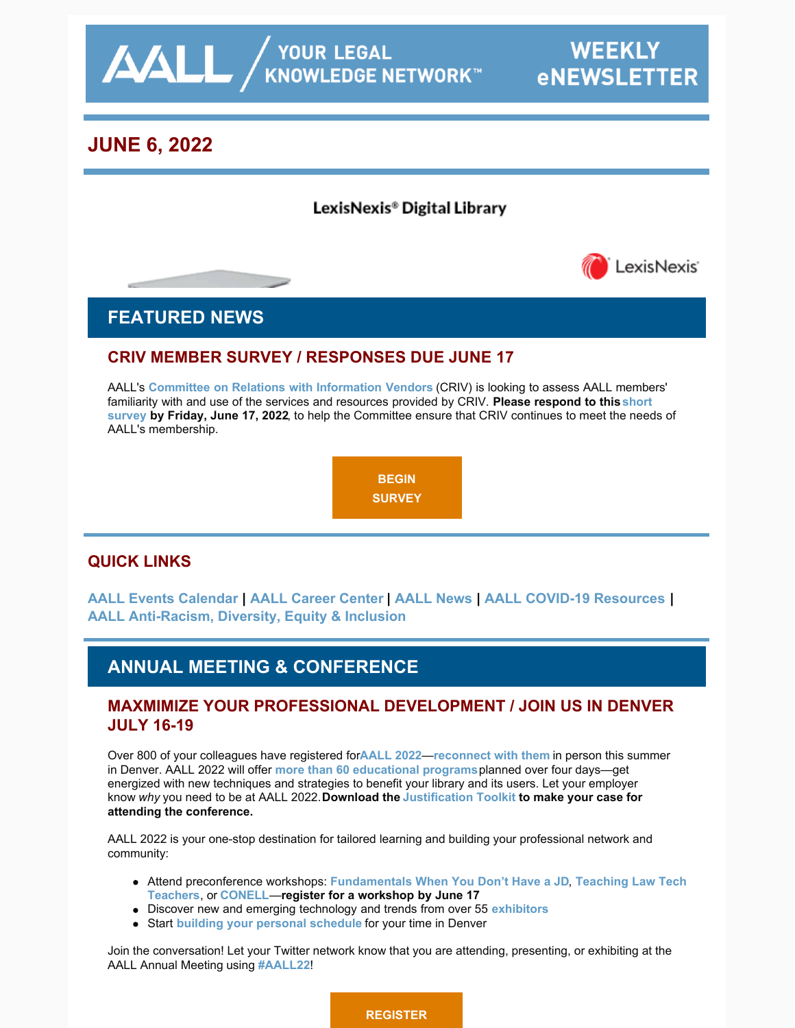AALL / YOUR LEGAL KNOWLEDGE NETWORK™ — WEEKLY eNEWSLETTER

## JUNE 6, 2022

LexisNexis® Digital Library

LexisNexis®

# FEATURED NEWS

### CRIV MEMBER SURVEY / RESPONSES DUE JUNE 17

AALL's Committee on Relations with Information Vendors (CRIV) is looking to assess AALL members' familiarity with and use of the services and resources provided by CRIV. **Please respond to this short survey by Friday, June 17, 2022**, to help the Committee ensure that CRIV continues to meet the needs of AALL's membership.

**BEGIN SURVEY**

## QUICK LINKS

**AALL Events Calendar | AALL Career Center | AALL News | AALL COVID-19 Resources | AALL Anti-Racism, Diversity, Equity & Inclusion**

# ANNUAL MEETING & CONFERENCE

### MAXMIMIZE YOUR PROFESSIONAL DEVELOPMENT / JOIN US IN DENVER JULY 16-19

Over 800 of your colleagues have registered for AALL 2022—reconnect with them in person this summer in Denver. AALL 2022 will offer more than 60 educational programs planned over four days—get energized with new techniques and strategies to benefit your library and its users. Let your employer know *why* you need to be at AALL 2022. **Download the Justification Toolkit to make your case for attending the conference.**

AALL 2022 is your one-stop destination for tailored learning and building your professional network and community:

- Attend preconference workshops: Fundamentals When You Don't Have a JD, Teaching Law Tech Teachers, or CONELL—**register for a workshop by June 17**
- Discover new and emerging technology and trends from over 55 exhibitors
- Start building your personal schedule for your time in Denver

Join the conversation! Let your Twitter network know that you are attending, presenting, or exhibiting at the AALL Annual Meeting using #AALL22!

**REGISTER**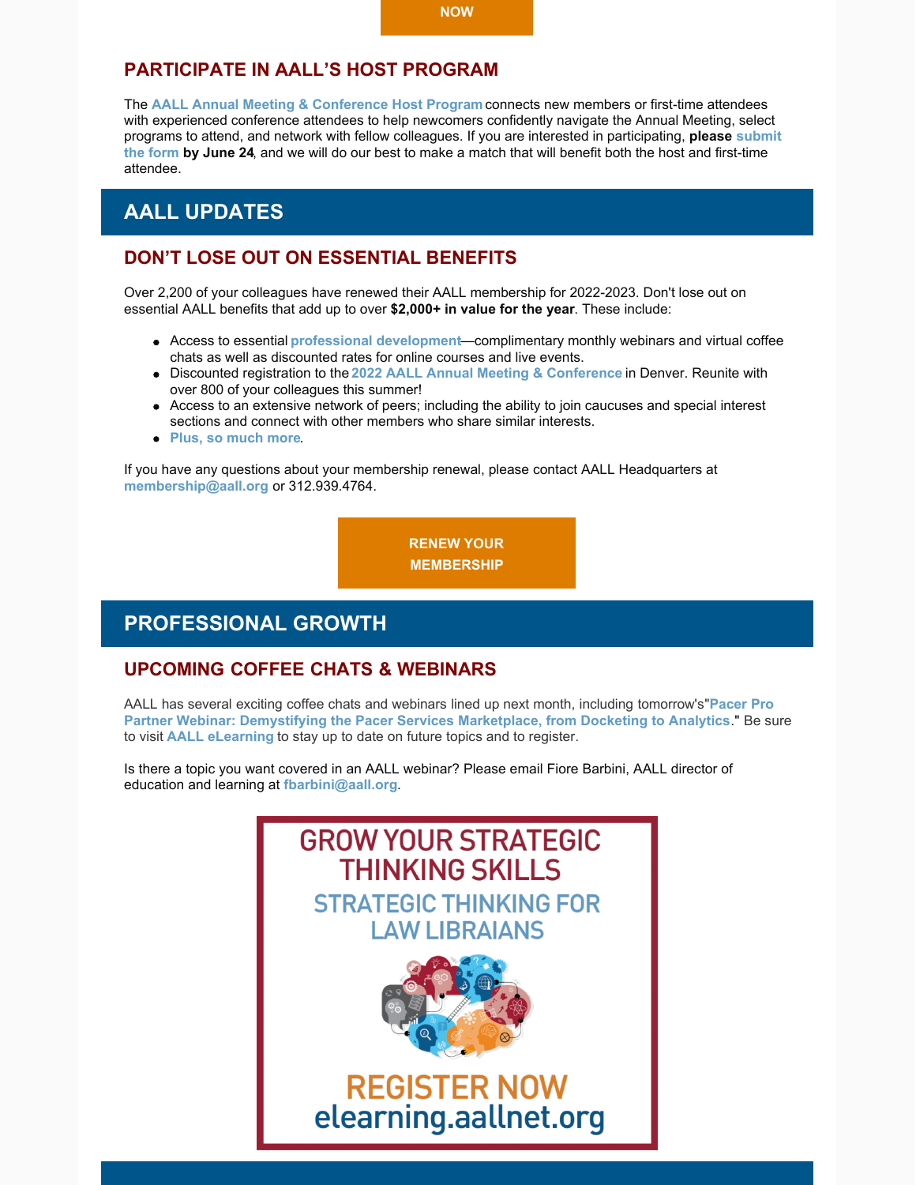NOW

## PARTICIPATE IN AALL'S HOST PROGRAM

The **AALL Annual Meeting & Conference Host Program** connects new members or first-time attendees with experienced conference attendees to help newcomers confidently navigate the Annual Meeting, select programs to attend, and network with fellow colleagues. If you are interested in participating, **please submit the form by June 24**, and we will do our best to make a match that will benefit both the host and first-time attendee.

# AALL UPDATES

## DON'T LOSE OUT ON ESSENTIAL BENEFITS

Over 2,200 of your colleagues have renewed their AALL membership for 2022-2023. Don't lose out on essential AALL benefits that add up to over **$2,000+ in value for the year**. These include:

- Access to essential **professional development**—complimentary monthly webinars and virtual coffee chats as well as discounted rates for online courses and live events.
- Discounted registration to the **2022 AALL Annual Meeting & Conference** in Denver. Reunite with over 800 of your colleagues this summer!
- Access to an extensive network of peers; including the ability to join caucuses and special interest sections and connect with other members who share similar interests.
- **Plus, so much more**.

If you have any questions about your membership renewal, please contact AALL Headquarters at **membership@aall.org** or 312.939.4764.

**RENEW YOUR MEMBERSHIP**

# PROFESSIONAL GROWTH

## UPCOMING COFFEE CHATS & WEBINARS

AALL has several exciting coffee chats and webinars lined up next month, including tomorrow's"**Pacer Pro Partner Webinar: Demystifying the Pacer Services Marketplace, from Docketing to Analytics**." Be sure to visit **AALL eLearning** to stay up to date on future topics and to register.

Is there a topic you want covered in an AALL webinar? Please email Fiore Barbini, AALL director of education and learning at **fbarbini@aall.org**.

GROW YOUR STRATEGIC THINKING SKILLS

STRATEGIC THINKING FOR LAW LIBRAIANS

REGISTER NOW

elearning.aallnet.org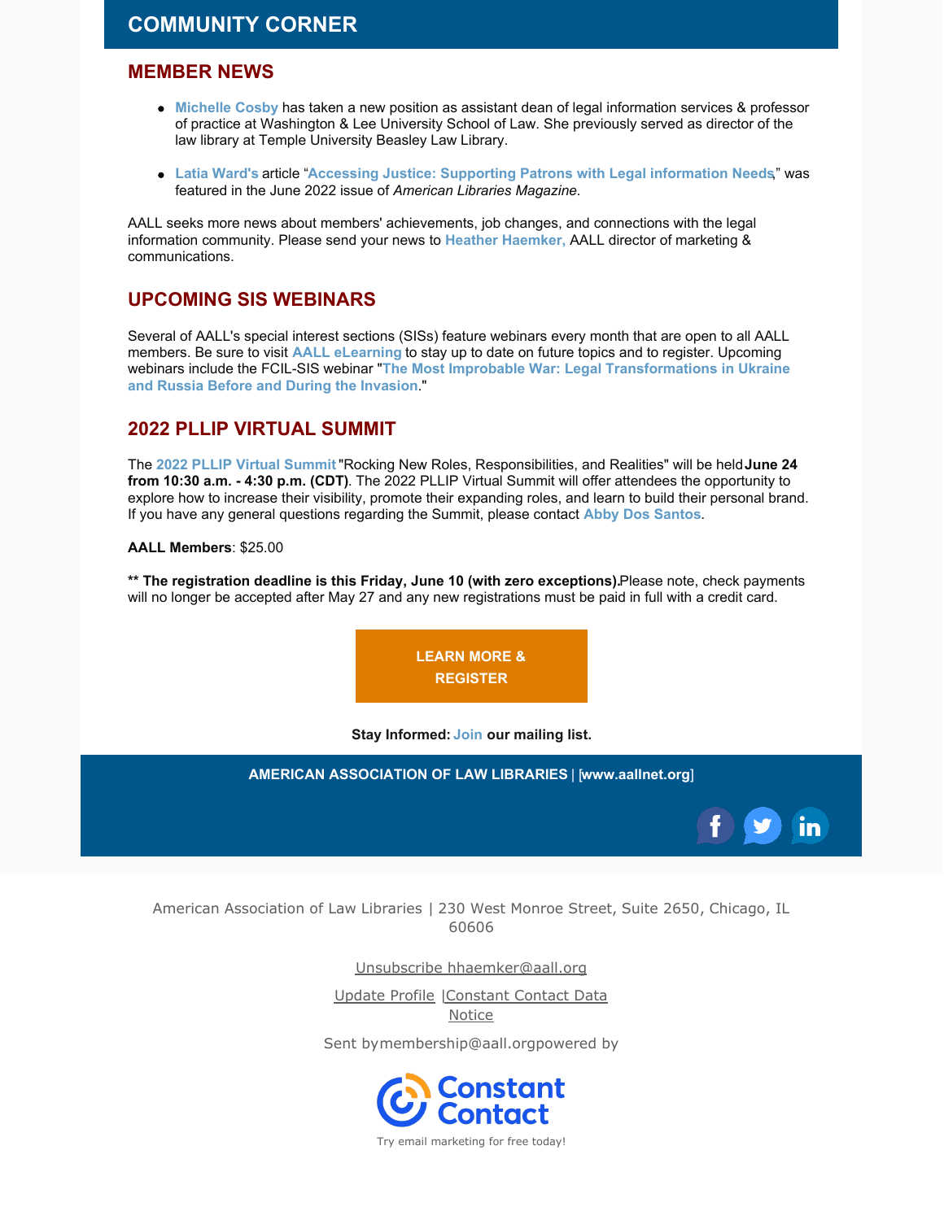# COMMUNITY CORNER

## MEMBER NEWS

- **Michelle Cosby** has taken a new position as assistant dean of legal information services & professor of practice at Washington & Lee University School of Law. She previously served as director of the law library at Temple University Beasley Law Library.
- **Latia Ward's** article "**Accessing Justice: Supporting Patrons with Legal information Needs**," was featured in the June 2022 issue of *American Libraries Magazine*.

AALL seeks more news about members' achievements, job changes, and connections with the legal information community. Please send your news to **Heather Haemker,** AALL director of marketing & communications.

## UPCOMING SIS WEBINARS

Several of AALL's special interest sections (SISs) feature webinars every month that are open to all AALL members. Be sure to visit **AALL eLearning** to stay up to date on future topics and to register. Upcoming webinars include the FCIL-SIS webinar "**The Most Improbable War: Legal Transformations in Ukraine and Russia Before and During the Invasion**."

## 2022 PLLIP VIRTUAL SUMMIT

The **2022 PLLIP Virtual Summit** "Rocking New Roles, Responsibilities, and Realities" will be held **June 24 from 10:30 a.m. - 4:30 p.m. (CDT)**. The 2022 PLLIP Virtual Summit will offer attendees the opportunity to explore how to increase their visibility, promote their expanding roles, and learn to build their personal brand. If you have any general questions regarding the Summit, please contact **Abby Dos Santos**.

**AALL Members**: $25.00

**\*\* The registration deadline is this Friday, June 10 (with zero exceptions).** Please note, check payments will no longer be accepted after May 27 and any new registrations must be paid in full with a credit card.

**LEARN MORE & REGISTER**

**Stay Informed: Join our mailing list.**

**AMERICAN ASSOCIATION OF LAW LIBRARIES | [www.aallnet.org]**

American Association of Law Libraries | 230 West Monroe Street, Suite 2650, Chicago, IL 60606

Unsubscribe hhaemker@aall.org

Update Profile | Constant Contact Data Notice

Sent by membership@aall.org powered by

Constant Contact

Try email marketing for free today!